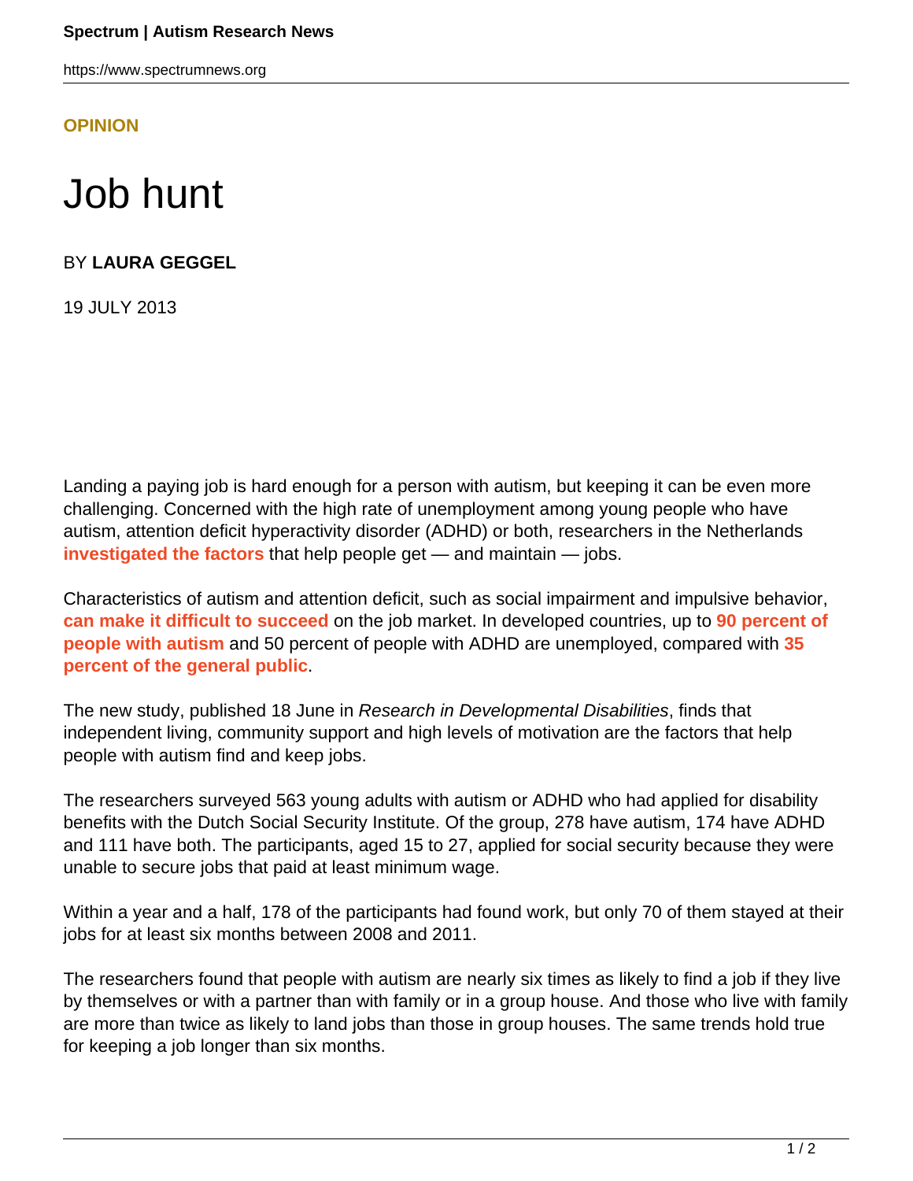**OPINION**

# Job hunt

BY **LAURA GEGGEL**

19 JULY 2013

Landing a paying job is hard enough for a person with autism, but keeping it can be even more challenging. Concerned with the high rate of unemployment among young people who have autism, attention deficit hyperactivity disorder (ADHD) or both, researchers in the Netherlands **investigated the factors** that help people get — and maintain — jobs.

Characteristics of autism and attention deficit, such as social impairment and impulsive behavior, **can make it difficult to succeed** on the job market. In developed countries, up to **90 percent of people with autism** and 50 percent of people with ADHD are unemployed, compared with **35 percent of the general public**.

The new study, published 18 June in *Research in Developmental Disabilities*, finds that independent living, community support and high levels of motivation are the factors that help people with autism find and keep jobs.

The researchers surveyed 563 young adults with autism or ADHD who had applied for disability benefits with the Dutch Social Security Institute. Of the group, 278 have autism, 174 have ADHD and 111 have both. The participants, aged 15 to 27, applied for social security because they were unable to secure jobs that paid at least minimum wage.

Within a year and a half, 178 of the participants had found work, but only 70 of them stayed at their jobs for at least six months between 2008 and 2011.

The researchers found that people with autism are nearly six times as likely to find a job if they live by themselves or with a partner than with family or in a group house. And those who live with family are more than twice as likely to land jobs than those in group houses. The same trends hold true for keeping a job longer than six months.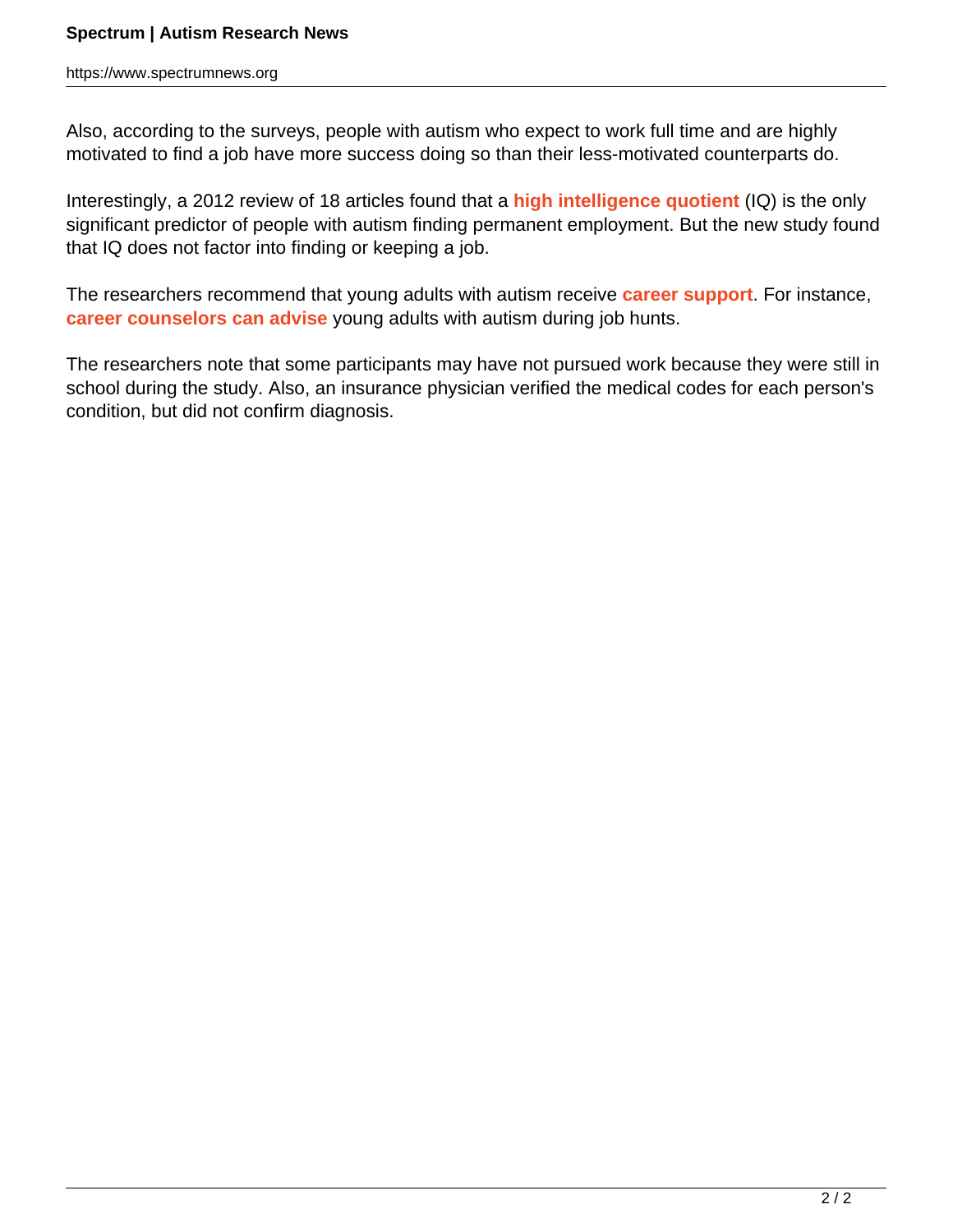Also, according to the surveys, people with autism who expect to work full time and are highly motivated to find a job have more success doing so than their less-motivated counterparts do.

Interestingly, a 2012 review of 18 articles found that a **high intelligence quotient** (IQ) is the only significant predictor of people with autism finding permanent employment. But the new study found that IQ does not factor into finding or keeping a job.

The researchers recommend that young adults with autism receive **career support**. For instance, **career counselors can advise** young adults with autism during job hunts.

The researchers note that some participants may have not pursued work because they were still in school during the study. Also, an insurance physician verified the medical codes for each person's condition, but did not confirm diagnosis.